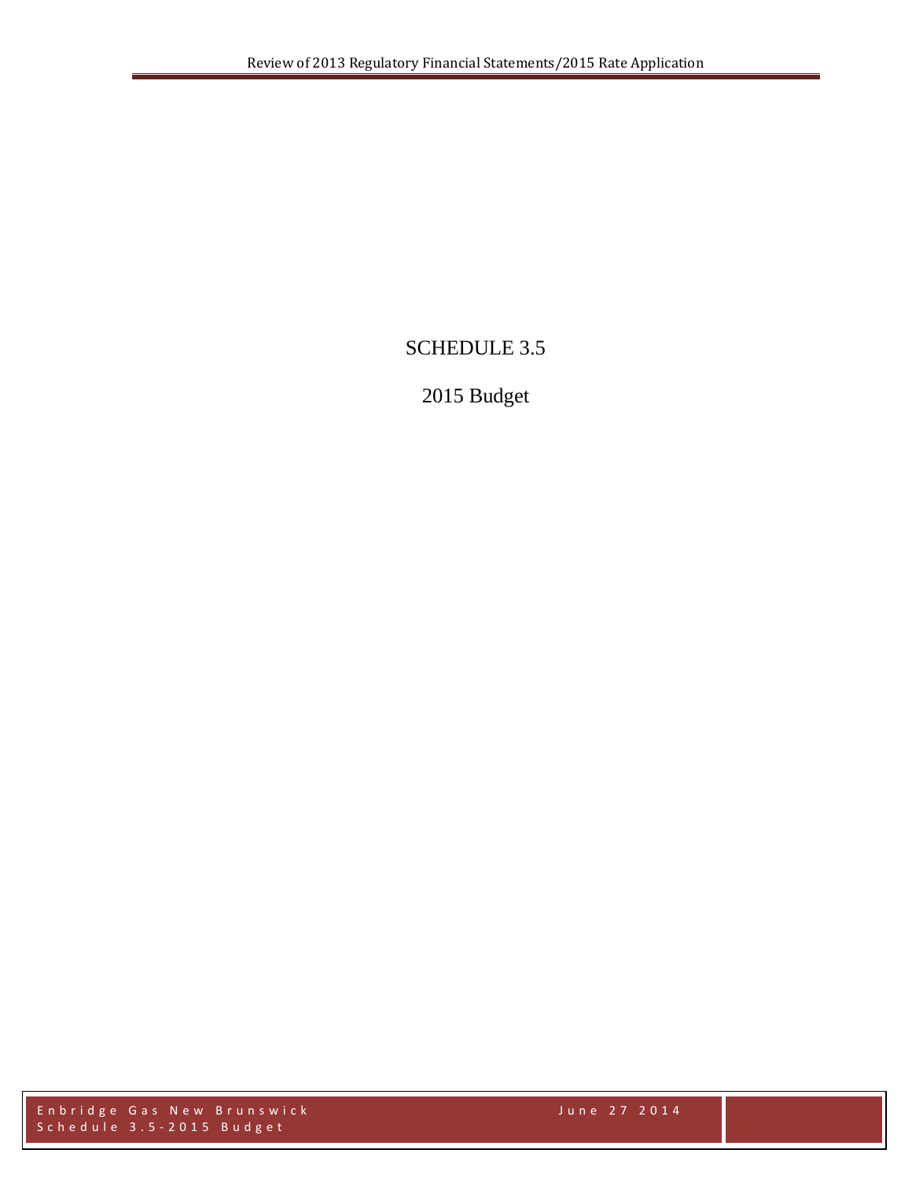# SCHEDULE 3.5

## 2015 Budget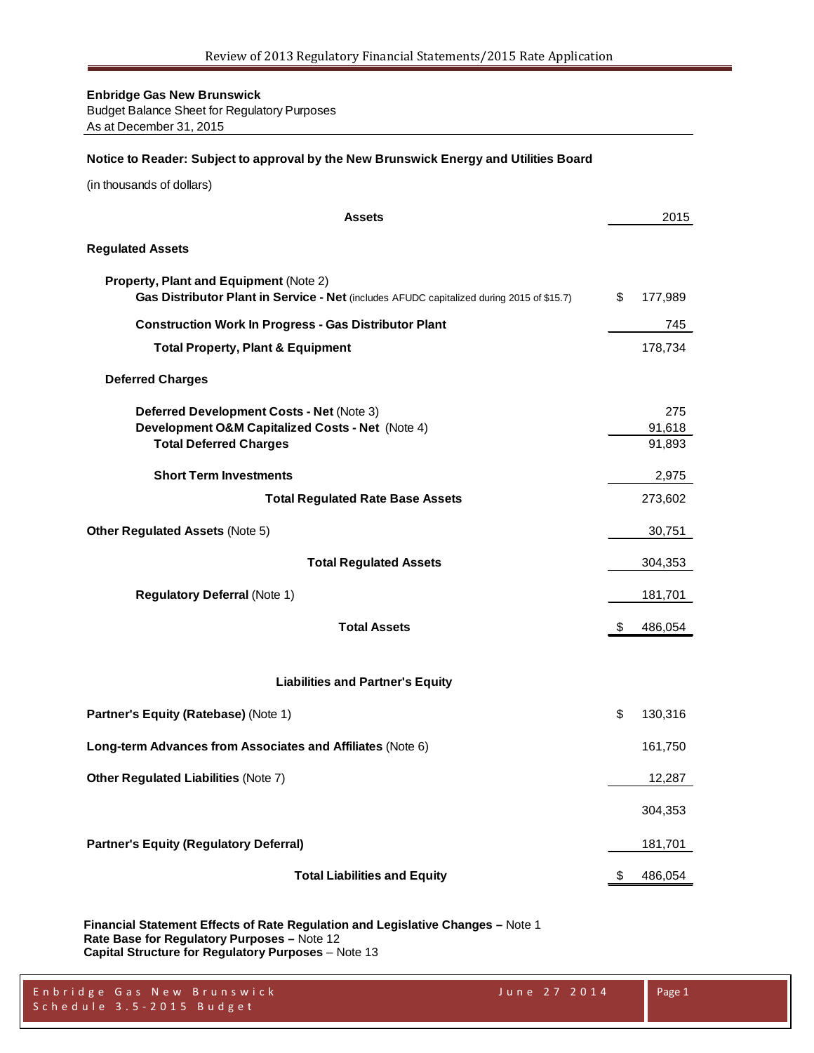**Enbridge Gas New Brunswick**
Budget Balance Sheet for Regulatory Purposes
As at December 31, 2015

**Notice to Reader: Subject to approval by the New Brunswick Energy and Utilities Board**

(in thousands of dollars)

| **Assets** | 2015 |
|---|---|
| **Regulated Assets** | |
| **Property, Plant and Equipment** (Note 2) | |
| **Gas Distributor Plant in Service - Net** (includes AFUDC capitalized during 2015 of $15.7) | $ 177,989 |
| **Construction Work In Progress - Gas Distributor Plant** | 745 |
| **Total Property, Plant & Equipment** | 178,734 |
| **Deferred Charges** | |
| **Deferred Development Costs - Net** (Note 3) | 275 |
| **Development O&M Capitalized Costs - Net** (Note 4) | 91,618 |
| **Total Deferred Charges** | 91,893 |
| **Short Term Investments** | 2,975 |
| **Total Regulated Rate Base Assets** | 273,602 |
| **Other Regulated Assets** (Note 5) | 30,751 |
| **Total Regulated Assets** | 304,353 |
| **Regulatory Deferral** (Note 1) | 181,701 |
| **Total Assets** | $ 486,054 |

| **Liabilities and Partner's Equity** | |
|---|---|
| **Partner's Equity (Ratebase)** (Note 1) | $ 130,316 |
| **Long-term Advances from Associates and Affiliates** (Note 6) | 161,750 |
| **Other Regulated Liabilities** (Note 7) | 12,287 |
| | 304,353 |
| **Partner's Equity (Regulatory Deferral)** | 181,701 |
| **Total Liabilities and Equity** | $ 486,054 |

**Financial Statement Effects of Rate Regulation and Legislative Changes –** Note 1
**Rate Base for Regulatory Purposes –** Note 12
**Capital Structure for Regulatory Purposes** – Note 13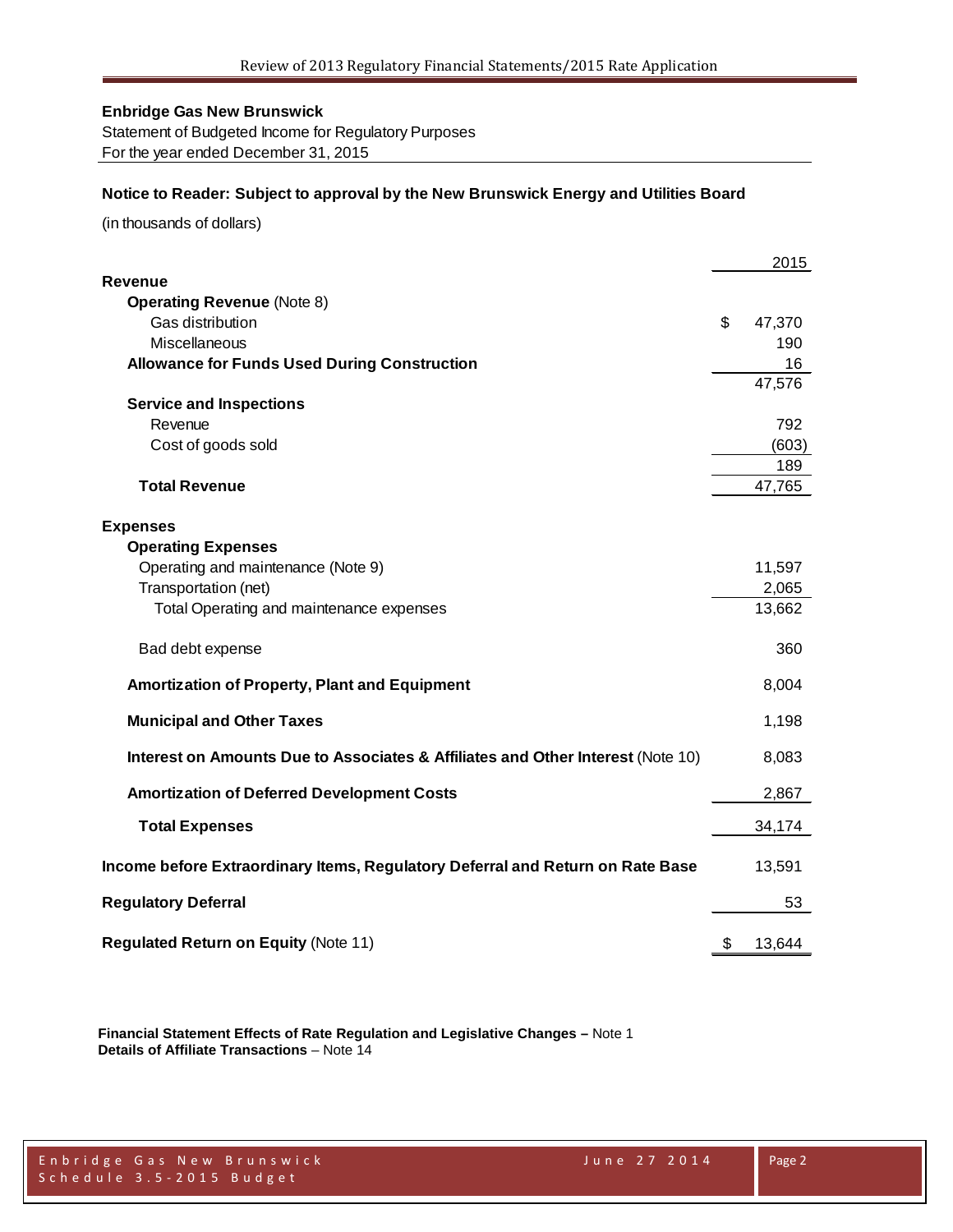**Enbridge Gas New Brunswick**

Statement of Budgeted Income for Regulatory Purposes

For the year ended December 31, 2015

**Notice to Reader: Subject to approval by the New Brunswick Energy and Utilities Board**

(in thousands of dollars)

| | 2015 |
|---|---|
| **Revenue** | |
| **Operating Revenue** (Note 8) | |
| Gas distribution | $ 47,370 |
| Miscellaneous | 190 |
| **Allowance for Funds Used During Construction** | 16 |
| | 47,576 |
| **Service and Inspections** | |
| Revenue | 792 |
| Cost of goods sold | (603) |
| | 189 |
| **Total Revenue** | 47,765 |
| | |
| **Expenses** | |
| **Operating Expenses** | |
| Operating and maintenance (Note 9) | 11,597 |
| Transportation (net) | 2,065 |
| Total Operating and maintenance expenses | 13,662 |
| | |
| Bad debt expense | 360 |
| | |
| **Amortization of Property, Plant and Equipment** | 8,004 |
| | |
| **Municipal and Other Taxes** | 1,198 |
| | |
| **Interest on Amounts Due to Associates & Affiliates and Other Interest** (Note 10) | 8,083 |
| | |
| **Amortization of Deferred Development Costs** | 2,867 |
| | |
| **Total Expenses** | 34,174 |
| | |
| **Income before Extraordinary Items, Regulatory Deferral and Return on Rate Base** | 13,591 |
| | |
| **Regulatory Deferral** | 53 |
| | |
| **Regulated Return on Equity** (Note 11) | $ 13,644 |

**Financial Statement Effects of Rate Regulation and Legislative Changes –** Note 1

**Details of Affiliate Transactions** – Note 14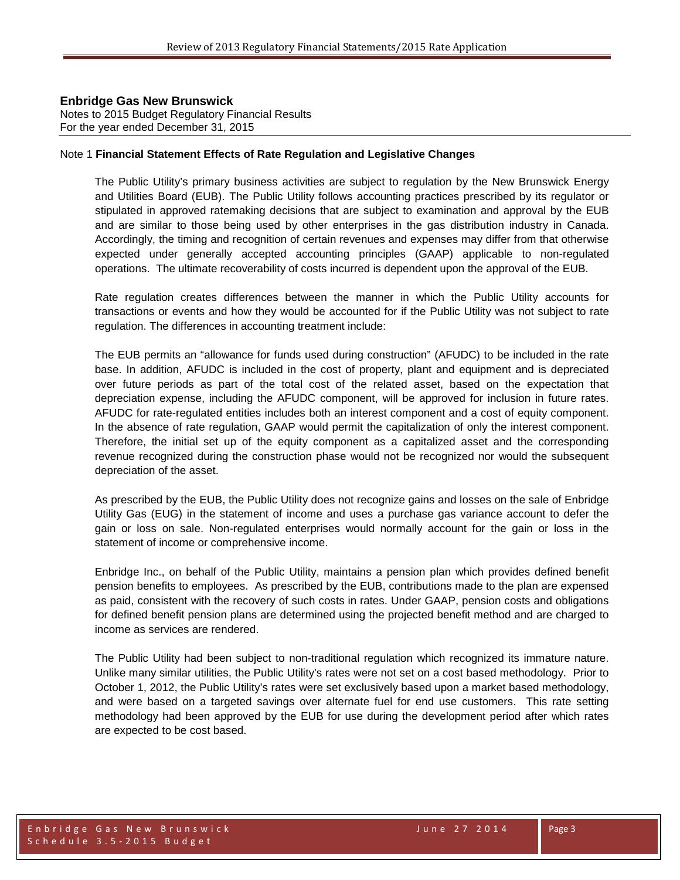**Enbridge Gas New Brunswick**
Notes to 2015 Budget Regulatory Financial Results
For the year ended December 31, 2015

Note 1 **Financial Statement Effects of Rate Regulation and Legislative Changes**

The Public Utility's primary business activities are subject to regulation by the New Brunswick Energy and Utilities Board (EUB). The Public Utility follows accounting practices prescribed by its regulator or stipulated in approved ratemaking decisions that are subject to examination and approval by the EUB and are similar to those being used by other enterprises in the gas distribution industry in Canada. Accordingly, the timing and recognition of certain revenues and expenses may differ from that otherwise expected under generally accepted accounting principles (GAAP) applicable to non-regulated operations. The ultimate recoverability of costs incurred is dependent upon the approval of the EUB.

Rate regulation creates differences between the manner in which the Public Utility accounts for transactions or events and how they would be accounted for if the Public Utility was not subject to rate regulation. The differences in accounting treatment include:

The EUB permits an "allowance for funds used during construction" (AFUDC) to be included in the rate base. In addition, AFUDC is included in the cost of property, plant and equipment and is depreciated over future periods as part of the total cost of the related asset, based on the expectation that depreciation expense, including the AFUDC component, will be approved for inclusion in future rates. AFUDC for rate-regulated entities includes both an interest component and a cost of equity component. In the absence of rate regulation, GAAP would permit the capitalization of only the interest component. Therefore, the initial set up of the equity component as a capitalized asset and the corresponding revenue recognized during the construction phase would not be recognized nor would the subsequent depreciation of the asset.

As prescribed by the EUB, the Public Utility does not recognize gains and losses on the sale of Enbridge Utility Gas (EUG) in the statement of income and uses a purchase gas variance account to defer the gain or loss on sale. Non-regulated enterprises would normally account for the gain or loss in the statement of income or comprehensive income.

Enbridge Inc., on behalf of the Public Utility, maintains a pension plan which provides defined benefit pension benefits to employees. As prescribed by the EUB, contributions made to the plan are expensed as paid, consistent with the recovery of such costs in rates. Under GAAP, pension costs and obligations for defined benefit pension plans are determined using the projected benefit method and are charged to income as services are rendered.

The Public Utility had been subject to non-traditional regulation which recognized its immature nature. Unlike many similar utilities, the Public Utility's rates were not set on a cost based methodology. Prior to October 1, 2012, the Public Utility's rates were set exclusively based upon a market based methodology, and were based on a targeted savings over alternate fuel for end use customers. This rate setting methodology had been approved by the EUB for use during the development period after which rates are expected to be cost based.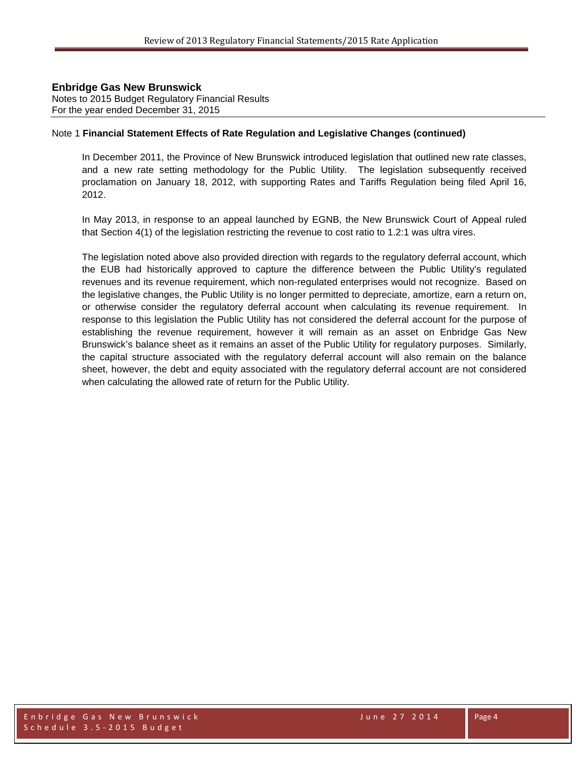**Enbridge Gas New Brunswick**
Notes to 2015 Budget Regulatory Financial Results
For the year ended December 31, 2015

Note 1 **Financial Statement Effects of Rate Regulation and Legislative Changes (continued)**

In December 2011, the Province of New Brunswick introduced legislation that outlined new rate classes, and a new rate setting methodology for the Public Utility. The legislation subsequently received proclamation on January 18, 2012, with supporting Rates and Tariffs Regulation being filed April 16, 2012.

In May 2013, in response to an appeal launched by EGNB, the New Brunswick Court of Appeal ruled that Section 4(1) of the legislation restricting the revenue to cost ratio to 1.2:1 was ultra vires.

The legislation noted above also provided direction with regards to the regulatory deferral account, which the EUB had historically approved to capture the difference between the Public Utility's regulated revenues and its revenue requirement, which non-regulated enterprises would not recognize. Based on the legislative changes, the Public Utility is no longer permitted to depreciate, amortize, earn a return on, or otherwise consider the regulatory deferral account when calculating its revenue requirement. In response to this legislation the Public Utility has not considered the deferral account for the purpose of establishing the revenue requirement, however it will remain as an asset on Enbridge Gas New Brunswick's balance sheet as it remains an asset of the Public Utility for regulatory purposes. Similarly, the capital structure associated with the regulatory deferral account will also remain on the balance sheet, however, the debt and equity associated with the regulatory deferral account are not considered when calculating the allowed rate of return for the Public Utility.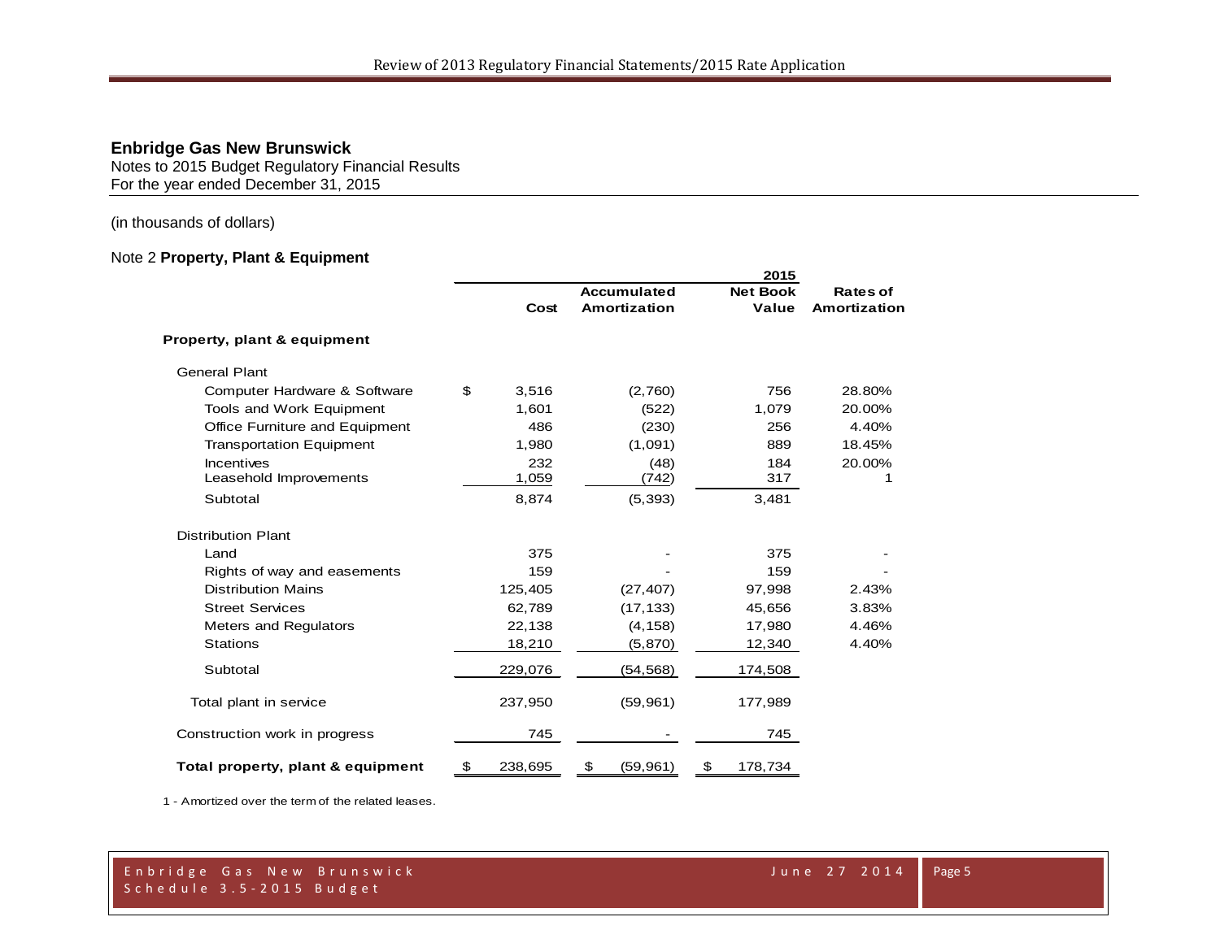**Enbridge Gas New Brunswick**
Notes to 2015 Budget Regulatory Financial Results
For the year ended December 31, 2015

(in thousands of dollars)

Note 2 **Property, Plant & Equipment**

| | | | 2015 | |
|---|---|---|---|---|
| | Cost | Accumulated Amortization | Net Book Value | Rates of Amortization |
| **Property, plant & equipment** | | | | |
| General Plant | | | | |
| Computer Hardware & Software | $ 3,516 | (2,760) | 756 | 28.80% |
| Tools and Work Equipment | 1,601 | (522) | 1,079 | 20.00% |
| Office Furniture and Equipment | 486 | (230) | 256 | 4.40% |
| Transportation Equipment | 1,980 | (1,091) | 889 | 18.45% |
| Incentives | 232 | (48) | 184 | 20.00% |
| Leasehold Improvements | 1,059 | (742) | 317 | 1 |
| Subtotal | 8,874 | (5,393) | 3,481 | |
| Distribution Plant | | | | |
| Land | 375 | - | 375 | - |
| Rights of way and easements | 159 | - | 159 | - |
| Distribution Mains | 125,405 | (27,407) | 97,998 | 2.43% |
| Street Services | 62,789 | (17,133) | 45,656 | 3.83% |
| Meters and Regulators | 22,138 | (4,158) | 17,980 | 4.46% |
| Stations | 18,210 | (5,870) | 12,340 | 4.40% |
| Subtotal | 229,076 | (54,568) | 174,508 | |
| Total plant in service | 237,950 | (59,961) | 177,989 | |
| Construction work in progress | 745 | - | 745 | |
| **Total property, plant & equipment** | $ 238,695 | $ (59,961) | $ 178,734 | |

1 - Amortized over the term of the related leases.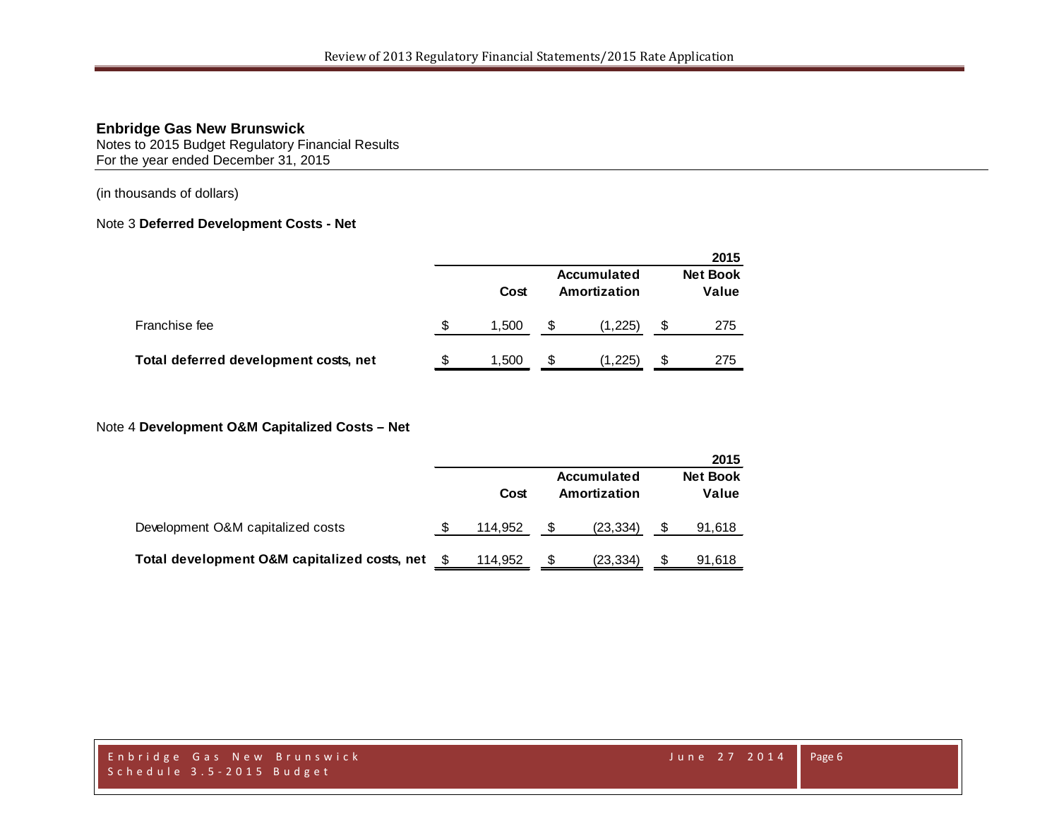**Enbridge Gas New Brunswick**
Notes to 2015 Budget Regulatory Financial Results
For the year ended December 31, 2015

(in thousands of dollars)

Note 3 **Deferred Development Costs - Net**

| | | | 2015 |
|---|---|---|---|
| | Cost | Accumulated Amortization | Net Book Value |
| Franchise fee | $ 1,500 | $ (1,225) | $ 275 |
| **Total deferred development costs, net** | $ 1,500 | $ (1,225) | $ 275 |

Note 4 **Development O&M Capitalized Costs – Net**

| | | | 2015 |
|---|---|---|---|
| | Cost | Accumulated Amortization | Net Book Value |
| Development O&M capitalized costs | $ 114,952 | $ (23,334) | $ 91,618 |
| **Total development O&M capitalized costs, net** | $ 114,952 | $ (23,334) | $ 91,618 |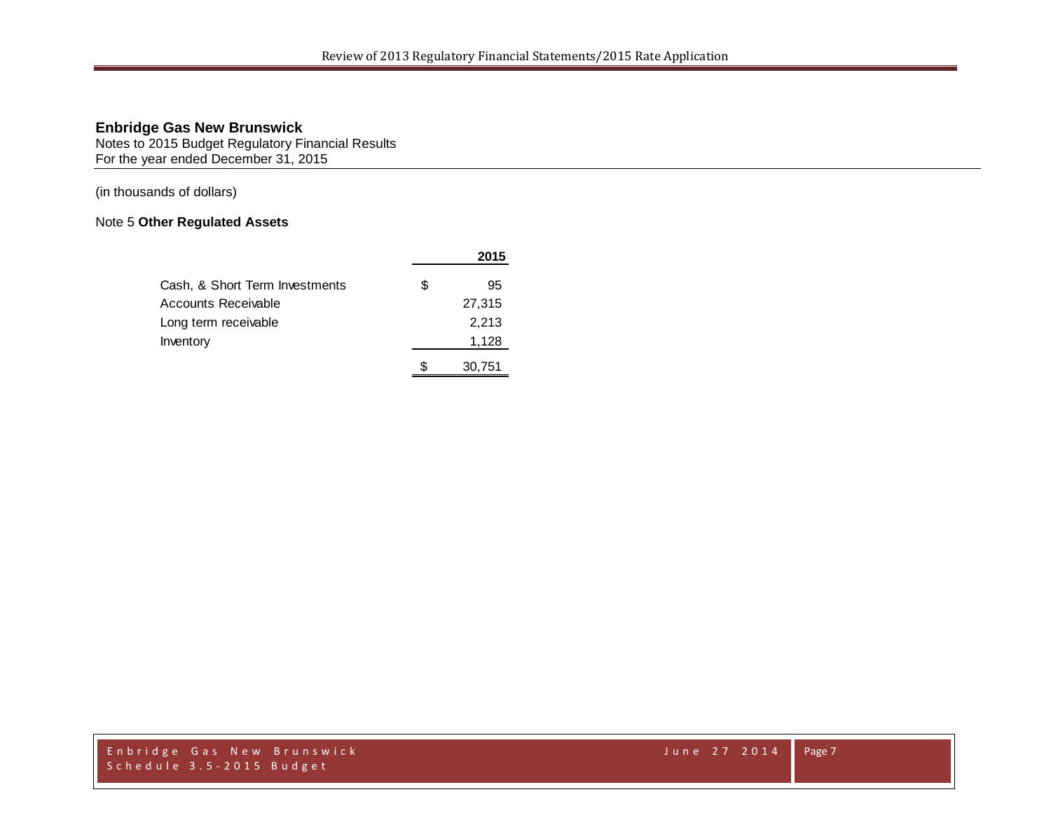**Enbridge Gas New Brunswick**
Notes to 2015 Budget Regulatory Financial Results
For the year ended December 31, 2015

(in thousands of dollars)

Note 5 **Other Regulated Assets**

| | | 2015 |
|---|---|---|
| Cash, & Short Term Investments | $ | 95 |
| Accounts Receivable | | 27,315 |
| Long term receivable | | 2,213 |
| Inventory | | 1,128 |
| | $ | 30,751 |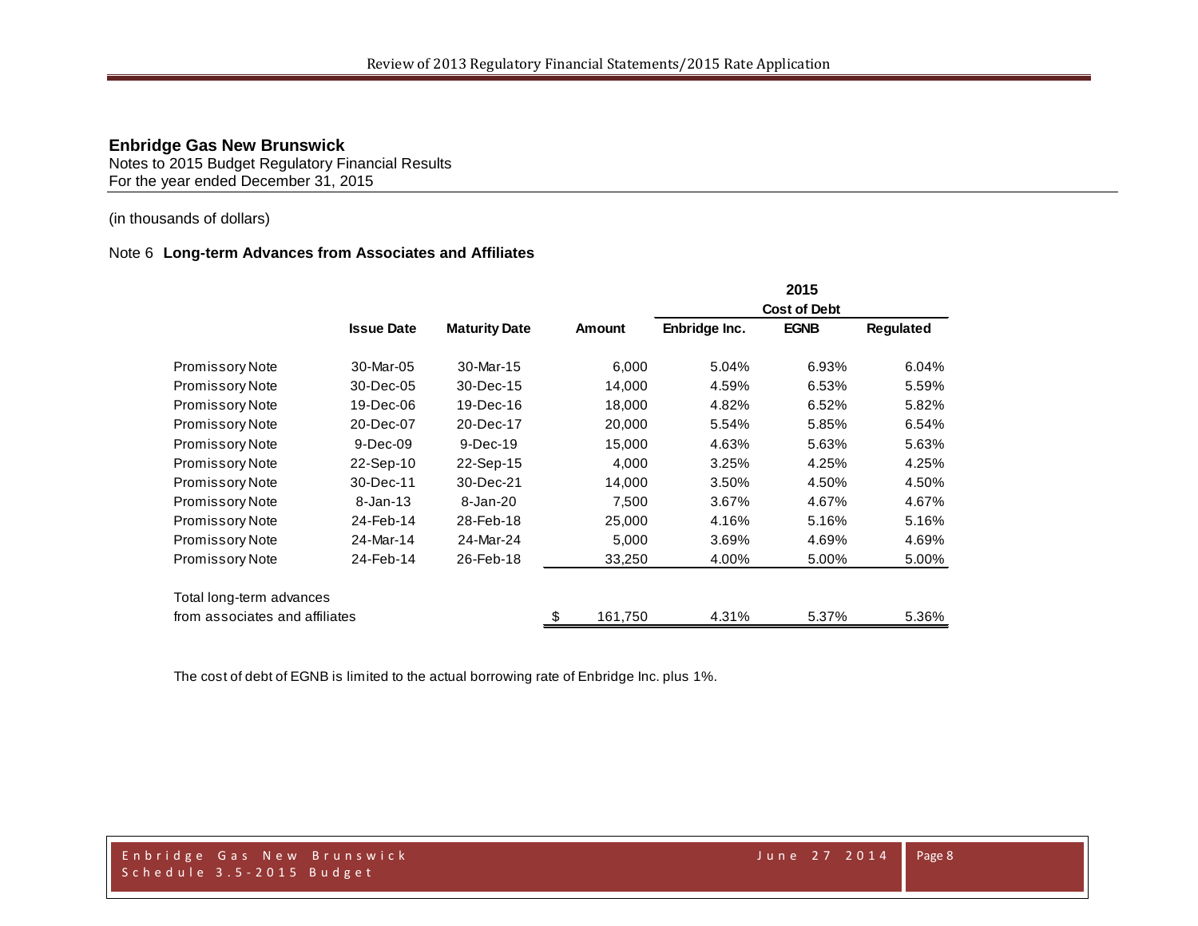## Enbridge Gas New Brunswick

Notes to 2015 Budget Regulatory Financial Results
For the year ended December 31, 2015

(in thousands of dollars)

### Note 6 **Long-term Advances from Associates and Affiliates**

| | Issue Date | Maturity Date | Amount | 2015 Cost of Debt | | |
|---|---|---|---|---|---|---|
| | | | | Enbridge Inc. | EGNB | Regulated |
| Promissory Note | 30-Mar-05 | 30-Mar-15 | 6,000 | 5.04% | 6.93% | 6.04% |
| Promissory Note | 30-Dec-05 | 30-Dec-15 | 14,000 | 4.59% | 6.53% | 5.59% |
| Promissory Note | 19-Dec-06 | 19-Dec-16 | 18,000 | 4.82% | 6.52% | 5.82% |
| Promissory Note | 20-Dec-07 | 20-Dec-17 | 20,000 | 5.54% | 5.85% | 6.54% |
| Promissory Note | 9-Dec-09 | 9-Dec-19 | 15,000 | 4.63% | 5.63% | 5.63% |
| Promissory Note | 22-Sep-10 | 22-Sep-15 | 4,000 | 3.25% | 4.25% | 4.25% |
| Promissory Note | 30-Dec-11 | 30-Dec-21 | 14,000 | 3.50% | 4.50% | 4.50% |
| Promissory Note | 8-Jan-13 | 8-Jan-20 | 7,500 | 3.67% | 4.67% | 4.67% |
| Promissory Note | 24-Feb-14 | 28-Feb-18 | 25,000 | 4.16% | 5.16% | 5.16% |
| Promissory Note | 24-Mar-14 | 24-Mar-24 | 5,000 | 3.69% | 4.69% | 4.69% |
| Promissory Note | 24-Feb-14 | 26-Feb-18 | 33,250 | 4.00% | 5.00% | 5.00% |
| Total long-term advances from associates and affiliates | | | $ 161,750 | 4.31% | 5.37% | 5.36% |

The cost of debt of EGNB is limited to the actual borrowing rate of Enbridge Inc. plus 1%.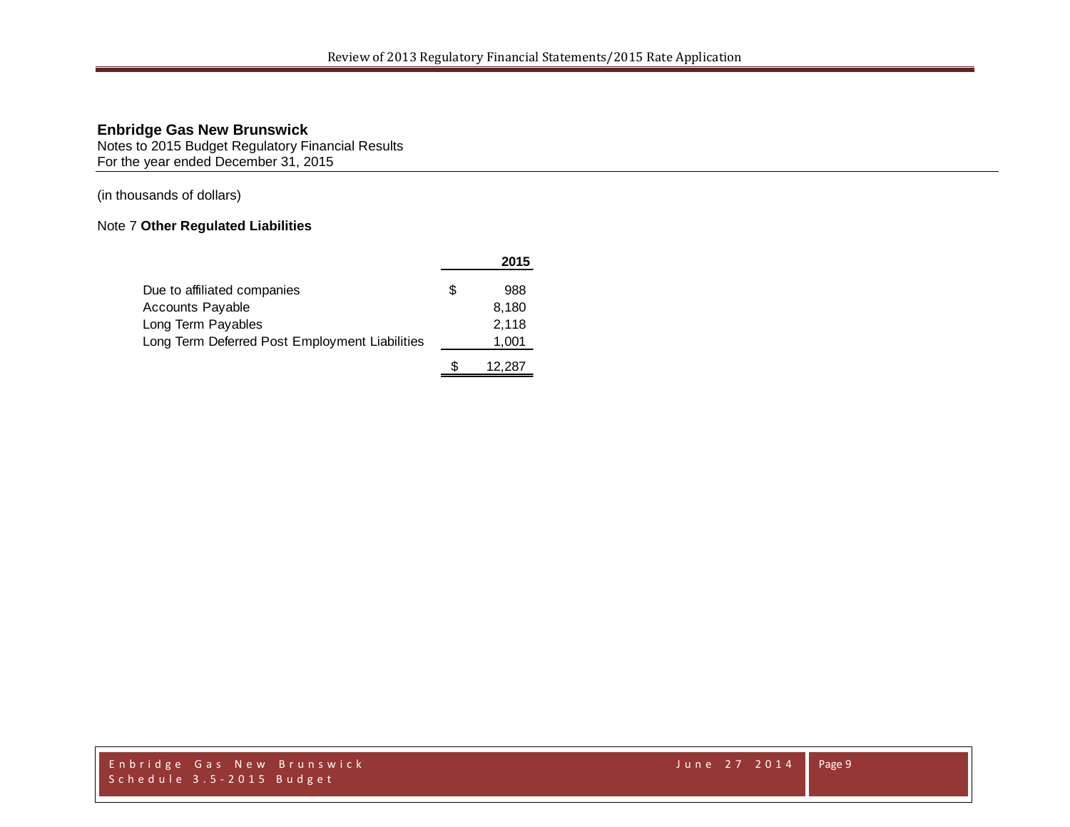**Enbridge Gas New Brunswick**
Notes to 2015 Budget Regulatory Financial Results
For the year ended December 31, 2015

(in thousands of dollars)

Note 7 **Other Regulated Liabilities**

| | | **2015** |
|---|---|---|
| Due to affiliated companies | $ | 988 |
| Accounts Payable | | 8,180 |
| Long Term Payables | | 2,118 |
| Long Term Deferred Post Employment Liabilities | | 1,001 |
| | $ | 12,287 |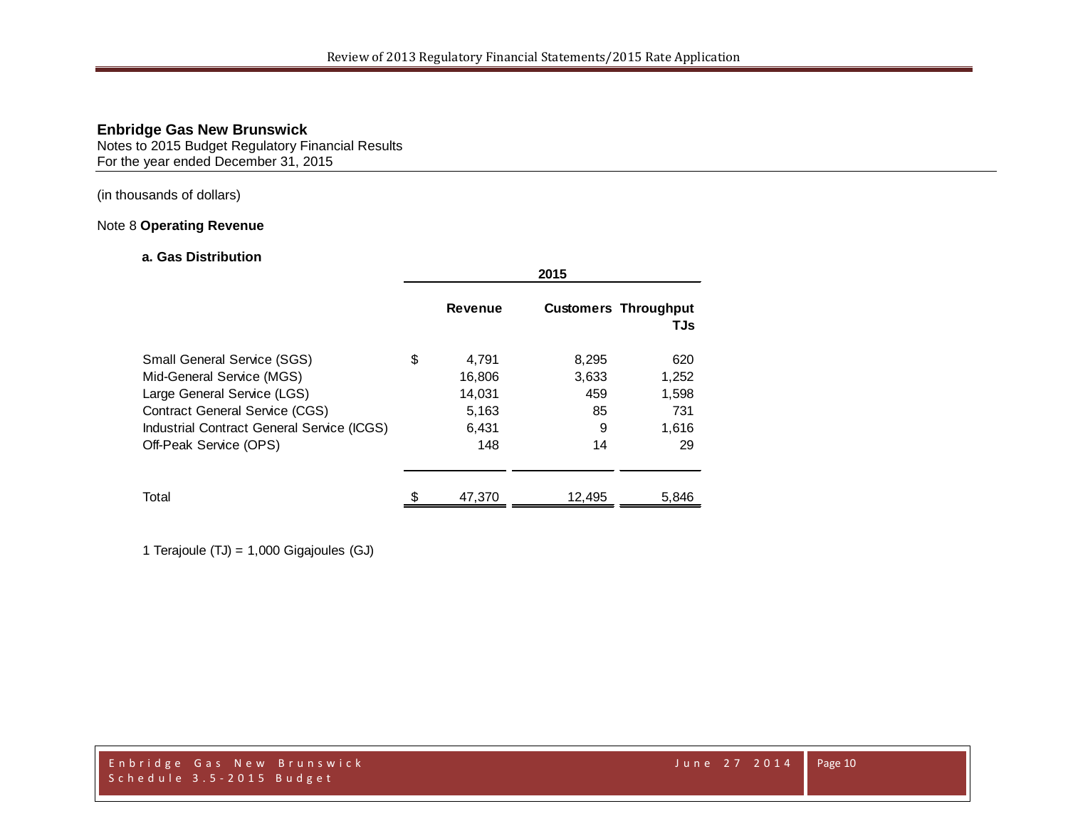**Enbridge Gas New Brunswick**
Notes to 2015 Budget Regulatory Financial Results
For the year ended December 31, 2015

(in thousands of dollars)

Note 8 **Operating Revenue**

**a. Gas Distribution**

| | 2015 | | |
|---|---|---|---|
| | **Revenue** | **Customers** | **Throughput TJs** |
| Small General Service (SGS) | $ 4,791 | 8,295 | 620 |
| Mid-General Service (MGS) | 16,806 | 3,633 | 1,252 |
| Large General Service (LGS) | 14,031 | 459 | 1,598 |
| Contract General Service (CGS) | 5,163 | 85 | 731 |
| Industrial Contract General Service (ICGS) | 6,431 | 9 | 1,616 |
| Off-Peak Service (OPS) | 148 | 14 | 29 |
| Total | $ 47,370 | 12,495 | 5,846 |

1 Terajoule (TJ) = 1,000 Gigajoules (GJ)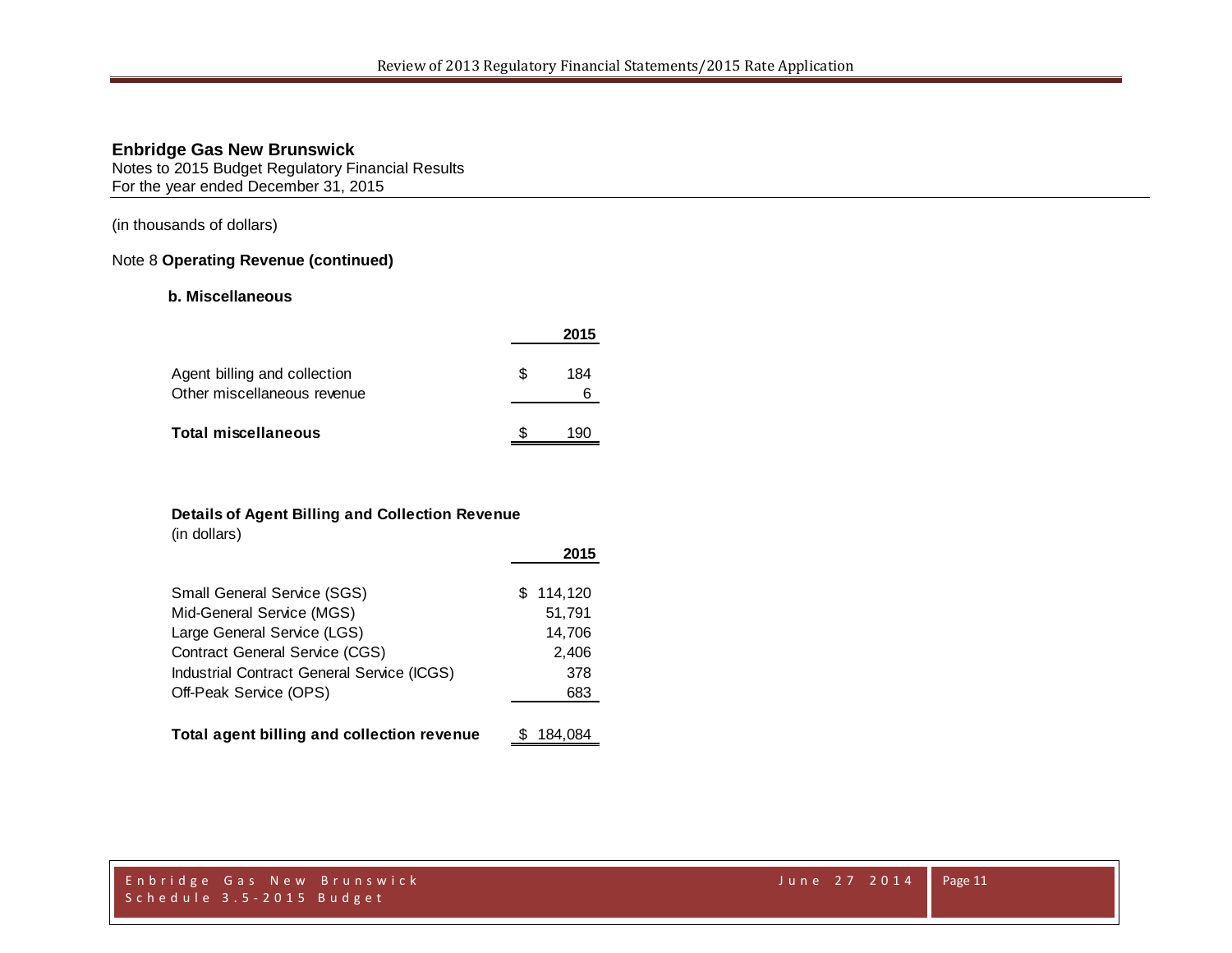**Enbridge Gas New Brunswick**
Notes to 2015 Budget Regulatory Financial Results
For the year ended December 31, 2015

(in thousands of dollars)

Note 8 **Operating Revenue (continued)**

**b. Miscellaneous**

| | 2015 |
|---|---|
| Agent billing and collection | $ 184 |
| Other miscellaneous revenue | 6 |
| **Total miscellaneous** | $ 190 |

**Details of Agent Billing and Collection Revenue**
(in dollars)

| | 2015 |
|---|---|
| Small General Service (SGS) | $ 114,120 |
| Mid-General Service (MGS) | 51,791 |
| Large General Service (LGS) | 14,706 |
| Contract General Service (CGS) | 2,406 |
| Industrial Contract General Service (ICGS) | 378 |
| Off-Peak Service (OPS) | 683 |
| **Total agent billing and collection revenue** | $ 184,084 |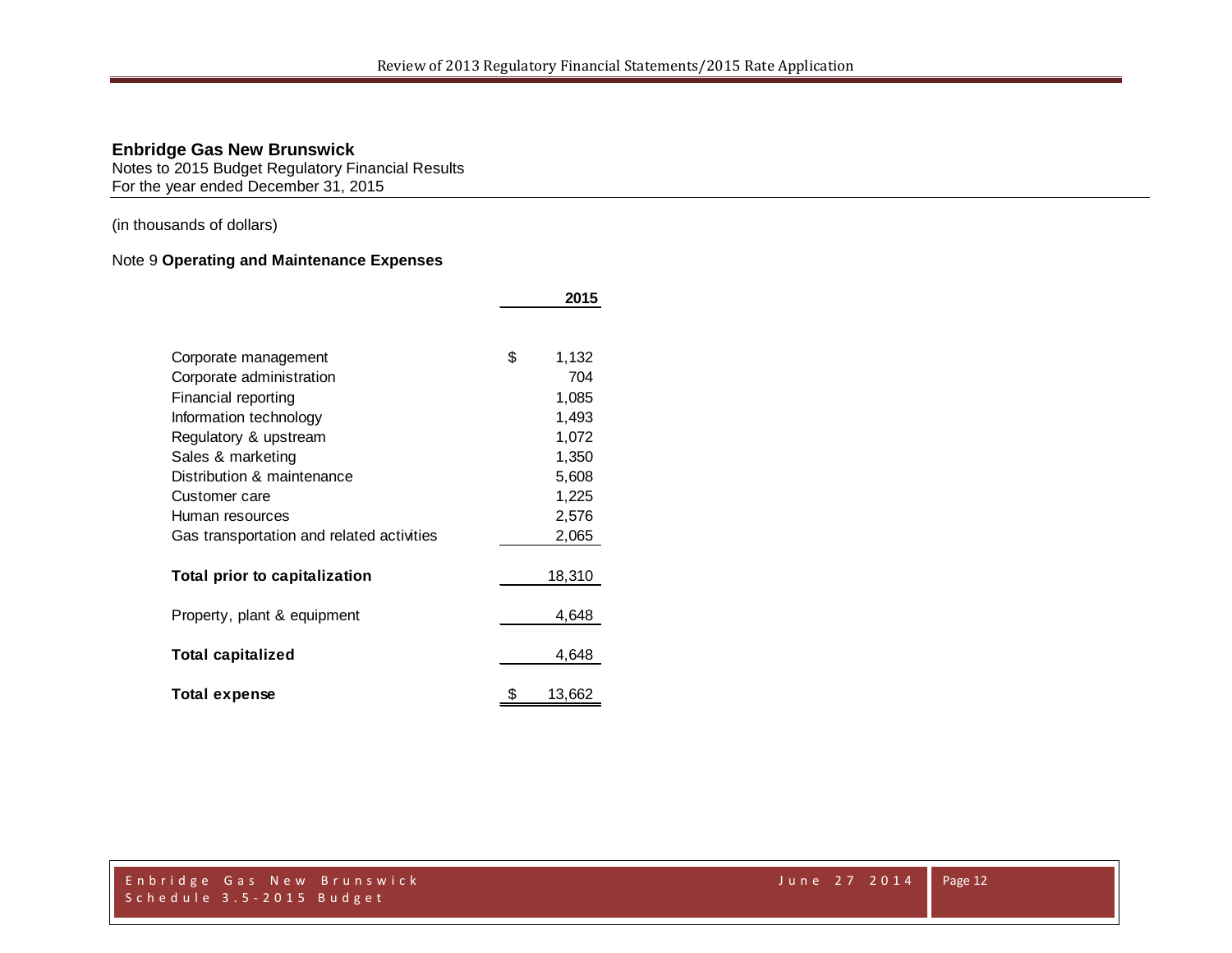**Enbridge Gas New Brunswick**
Notes to 2015 Budget Regulatory Financial Results
For the year ended December 31, 2015

(in thousands of dollars)

Note 9 **Operating and Maintenance Expenses**

| | 2015 |
|---|---|
| Corporate management | $ 1,132 |
| Corporate administration | 704 |
| Financial reporting | 1,085 |
| Information technology | 1,493 |
| Regulatory & upstream | 1,072 |
| Sales & marketing | 1,350 |
| Distribution & maintenance | 5,608 |
| Customer care | 1,225 |
| Human resources | 2,576 |
| Gas transportation and related activities | 2,065 |
| **Total prior to capitalization** | 18,310 |
| Property, plant & equipment | 4,648 |
| **Total capitalized** | 4,648 |
| **Total expense** | $ 13,662 |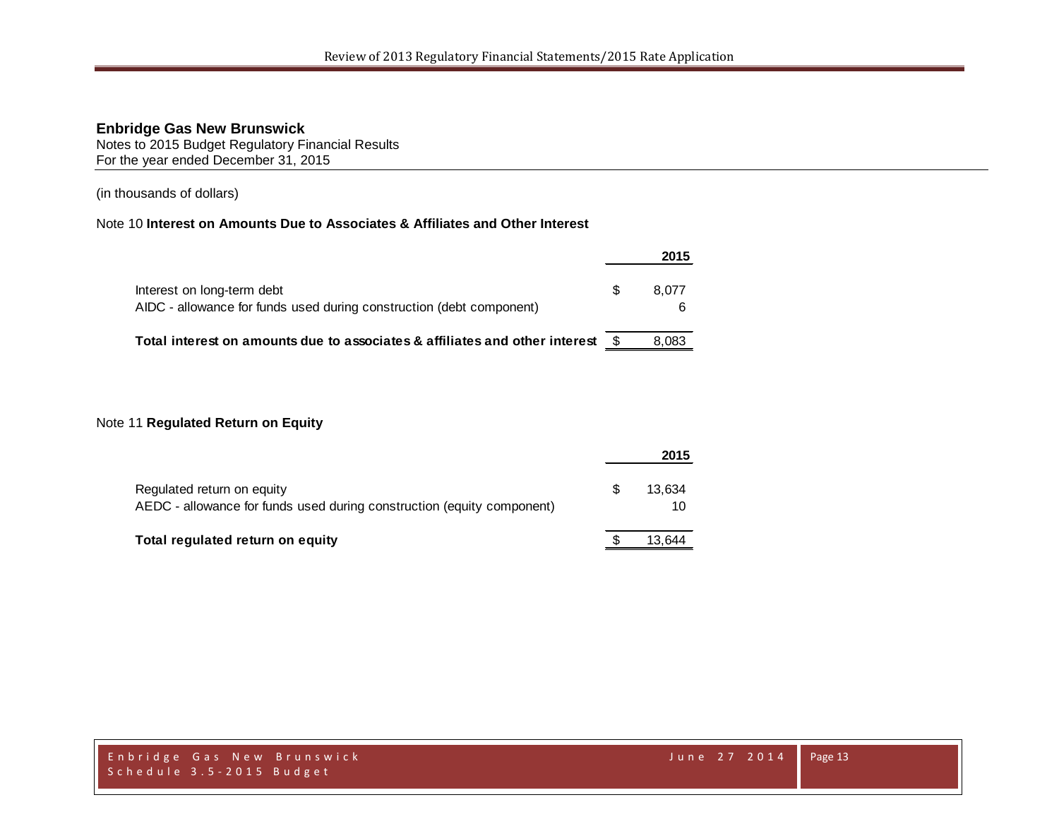**Enbridge Gas New Brunswick**
Notes to 2015 Budget Regulatory Financial Results
For the year ended December 31, 2015

(in thousands of dollars)

Note 10 **Interest on Amounts Due to Associates & Affiliates and Other Interest**

| | | 2015 |
|---|---|---|
| Interest on long-term debt | $ | 8,077 |
| AIDC - allowance for funds used during construction (debt component) | | 6 |
| **Total interest on amounts due to associates & affiliates and other interest** | $ | 8,083 |

Note 11 **Regulated Return on Equity**

| | | 2015 |
|---|---|---|
| Regulated return on equity | $ | 13,634 |
| AEDC - allowance for funds used during construction (equity component) | | 10 |
| **Total regulated return on equity** | $ | 13,644 |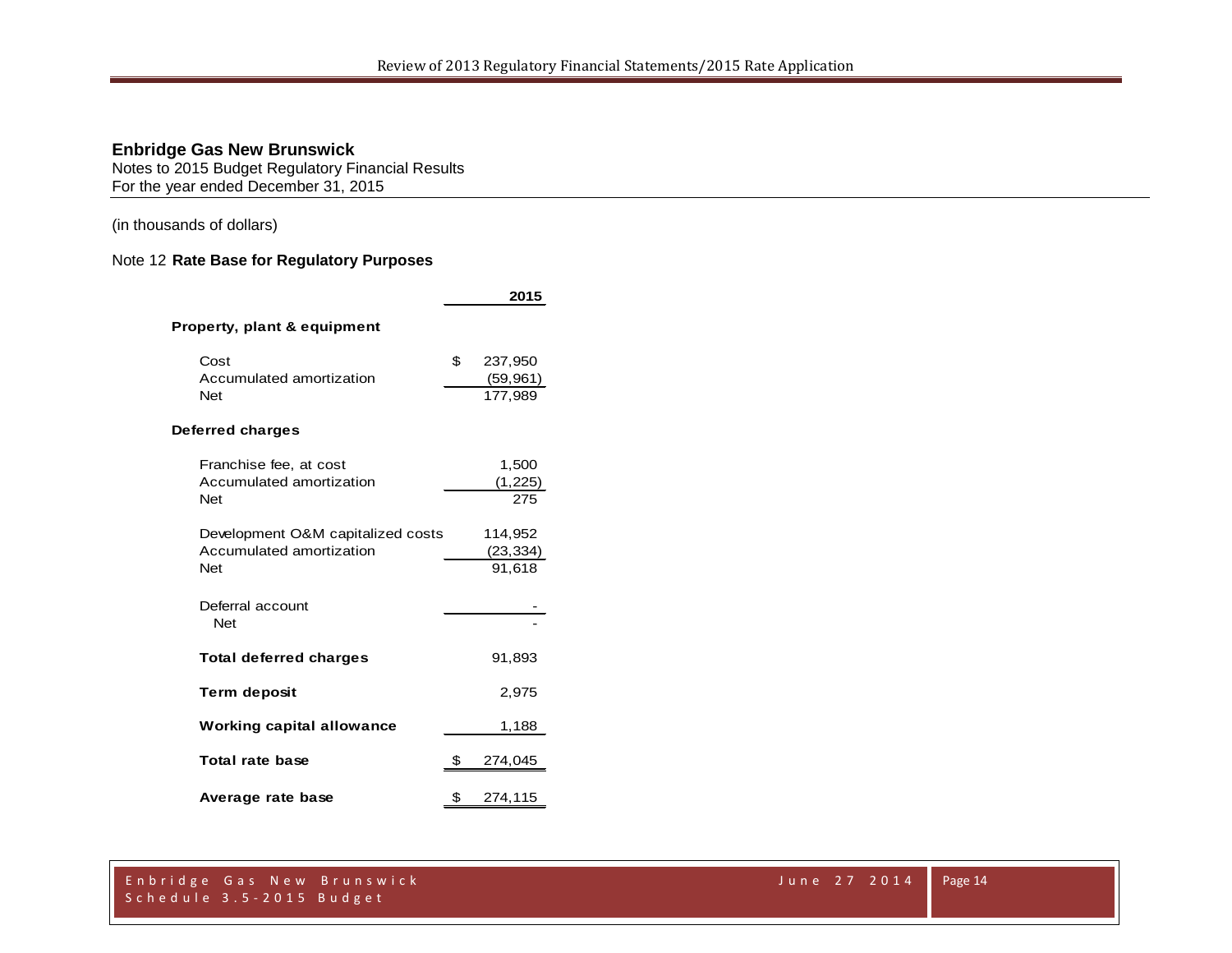**Enbridge Gas New Brunswick**
Notes to 2015 Budget Regulatory Financial Results
For the year ended December 31, 2015

(in thousands of dollars)

Note 12 **Rate Base for Regulatory Purposes**

| | | 2015 |
|---|---|---|
| **Property, plant & equipment** | | |
| Cost | $ | 237,950 |
| Accumulated amortization | | (59,961) |
| Net | | 177,989 |
| **Deferred charges** | | |
| Franchise fee, at cost | | 1,500 |
| Accumulated amortization | | (1,225) |
| Net | | 275 |
| Development O&M capitalized costs | | 114,952 |
| Accumulated amortization | | (23,334) |
| Net | | 91,618 |
| Deferral account | | - |
| Net | | - |
| **Total deferred charges** | | 91,893 |
| **Term deposit** | | 2,975 |
| **Working capital allowance** | | 1,188 |
| **Total rate base** | $ | 274,045 |
| **Average rate base** | $ | 274,115 |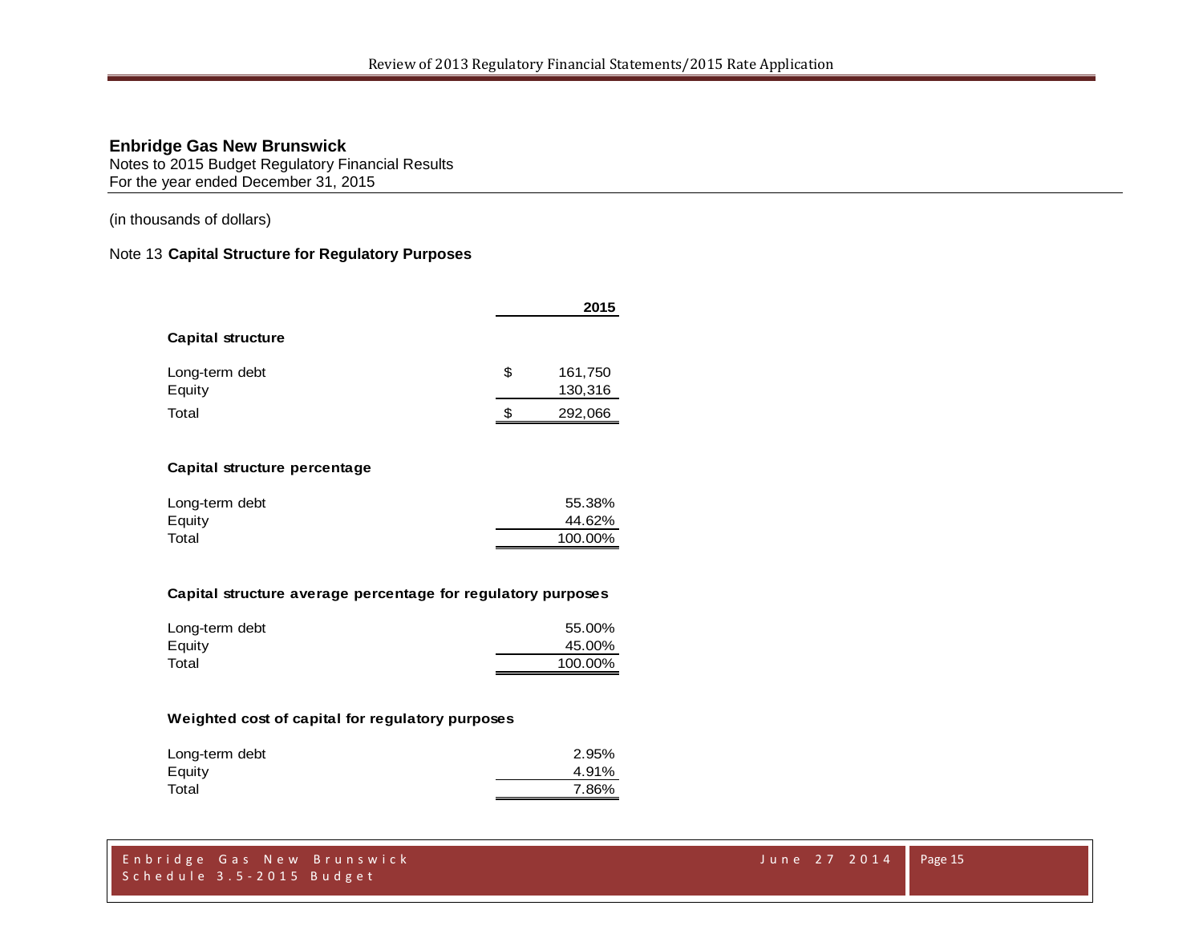**Enbridge Gas New Brunswick**
Notes to 2015 Budget Regulatory Financial Results
For the year ended December 31, 2015

(in thousands of dollars)

Note 13 **Capital Structure for Regulatory Purposes**

| | | 2015 |
|---|---|---|
| **Capital structure** | | |
| Long-term debt | $ | 161,750 |
| Equity | | 130,316 |
| Total | $ | 292,066 |

| | 2015 |
|---|---|
| **Capital structure percentage** | |
| Long-term debt | 55.38% |
| Equity | 44.62% |
| Total | 100.00% |

| | 2015 |
|---|---|
| **Capital structure average percentage for regulatory purposes** | |
| Long-term debt | 55.00% |
| Equity | 45.00% |
| Total | 100.00% |

| | 2015 |
|---|---|
| **Weighted cost of capital for regulatory purposes** | |
| Long-term debt | 2.95% |
| Equity | 4.91% |
| Total | 7.86% |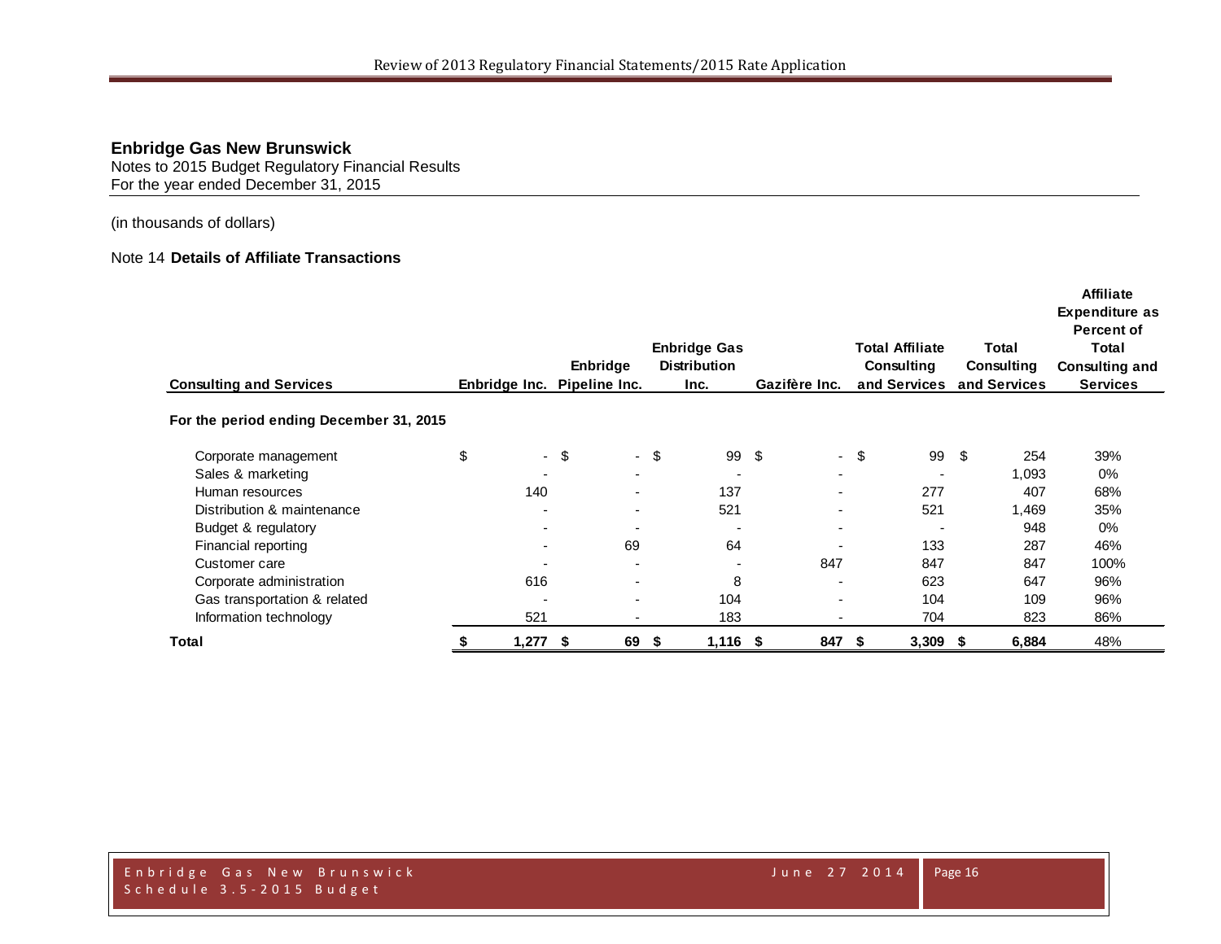**Enbridge Gas New Brunswick**
Notes to 2015 Budget Regulatory Financial Results
For the year ended December 31, 2015

(in thousands of dollars)

Note 14 **Details of Affiliate Transactions**

| Consulting and Services | Enbridge Inc. | Enbridge Pipeline Inc. | Enbridge Gas Distribution Inc. | Gazifère Inc. | Total Affiliate Consulting and Services | Total Consulting and Services | Affiliate Expenditure as Percent of Total Consulting and Services |
|---|---|---|---|---|---|---|---|
| **For the period ending December 31, 2015** | | | | | | | |
| Corporate management | $ - | $ - | $ 99 | $ - | $ 99 | $ 254 | 39% |
| Sales & marketing | - | - | - | - | - | 1,093 | 0% |
| Human resources | 140 | - | 137 | - | 277 | 407 | 68% |
| Distribution & maintenance | - | - | 521 | - | 521 | 1,469 | 35% |
| Budget & regulatory | - | - | - | - | - | 948 | 0% |
| Financial reporting | - | 69 | 64 | - | 133 | 287 | 46% |
| Customer care | - | - | - | 847 | 847 | 847 | 100% |
| Corporate administration | 616 | - | 8 | - | 623 | 647 | 96% |
| Gas transportation & related | - | - | 104 | - | 104 | 109 | 96% |
| Information technology | 521 | - | 183 | - | 704 | 823 | 86% |
| **Total** | **$ 1,277** | **$ 69** | **$ 1,116** | **$ 847** | **$ 3,309** | **$ 6,884** | 48% |